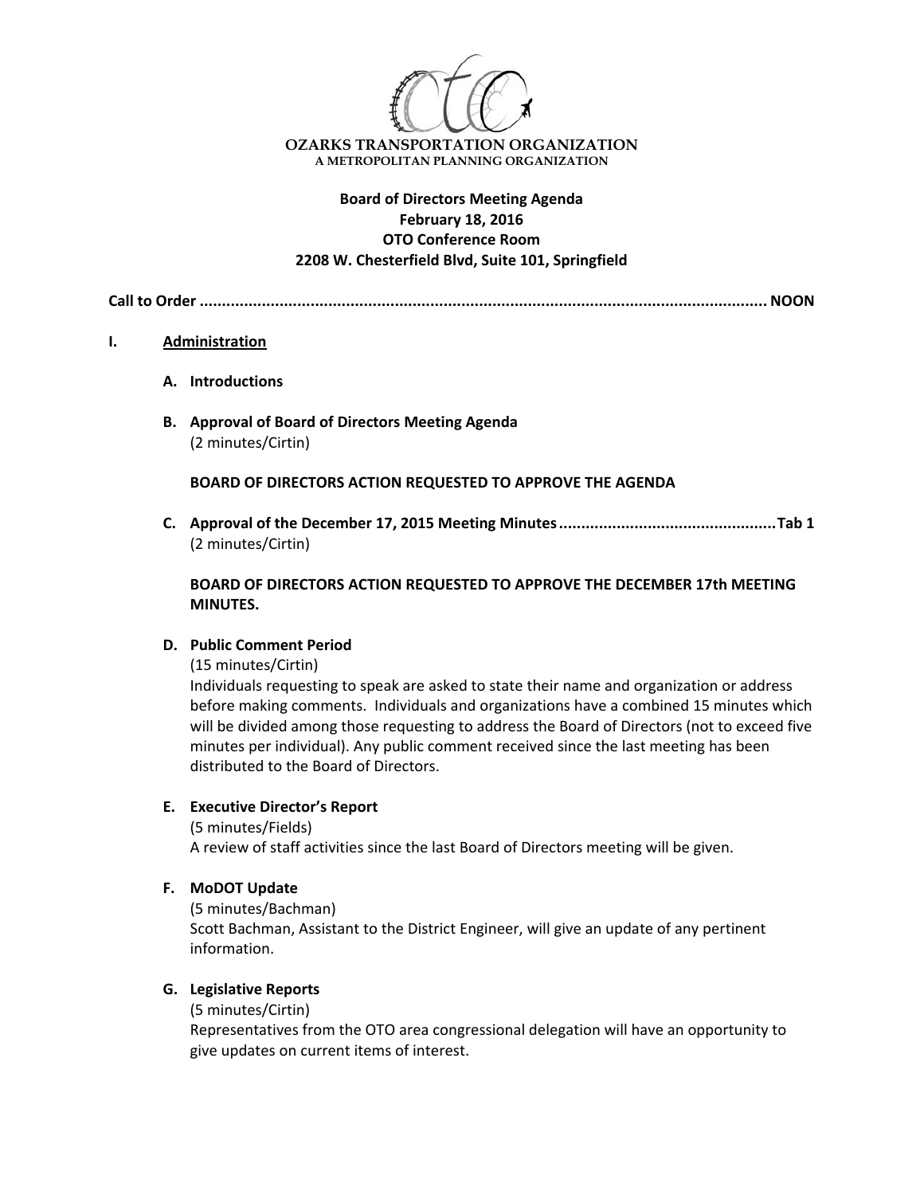**OZARKS TRANSPORTATION ORGANIZATION**
A METROPOLITAN PLANNING ORGANIZATION

**Board of Directors Meeting Agenda**
**February 18, 2016**
**OTO Conference Room**
**2208 W. Chesterfield Blvd, Suite 101, Springfield**

**Call to Order ............................................................................................................. NOON**

## I. Administration

**A. Introductions**

**B. Approval of Board of Directors Meeting Agenda**
(2 minutes/Cirtin)

**BOARD OF DIRECTORS ACTION REQUESTED TO APPROVE THE AGENDA**

**C. Approval of the December 17, 2015 Meeting Minutes ................................................ Tab 1**
(2 minutes/Cirtin)

**BOARD OF DIRECTORS ACTION REQUESTED TO APPROVE THE DECEMBER 17th MEETING MINUTES.**

**D. Public Comment Period**
(15 minutes/Cirtin)
Individuals requesting to speak are asked to state their name and organization or address before making comments. Individuals and organizations have a combined 15 minutes which will be divided among those requesting to address the Board of Directors (not to exceed five minutes per individual). Any public comment received since the last meeting has been distributed to the Board of Directors.

**E. Executive Director's Report**
(5 minutes/Fields)
A review of staff activities since the last Board of Directors meeting will be given.

**F. MoDOT Update**
(5 minutes/Bachman)
Scott Bachman, Assistant to the District Engineer, will give an update of any pertinent information.

**G. Legislative Reports**
(5 minutes/Cirtin)
Representatives from the OTO area congressional delegation will have an opportunity to give updates on current items of interest.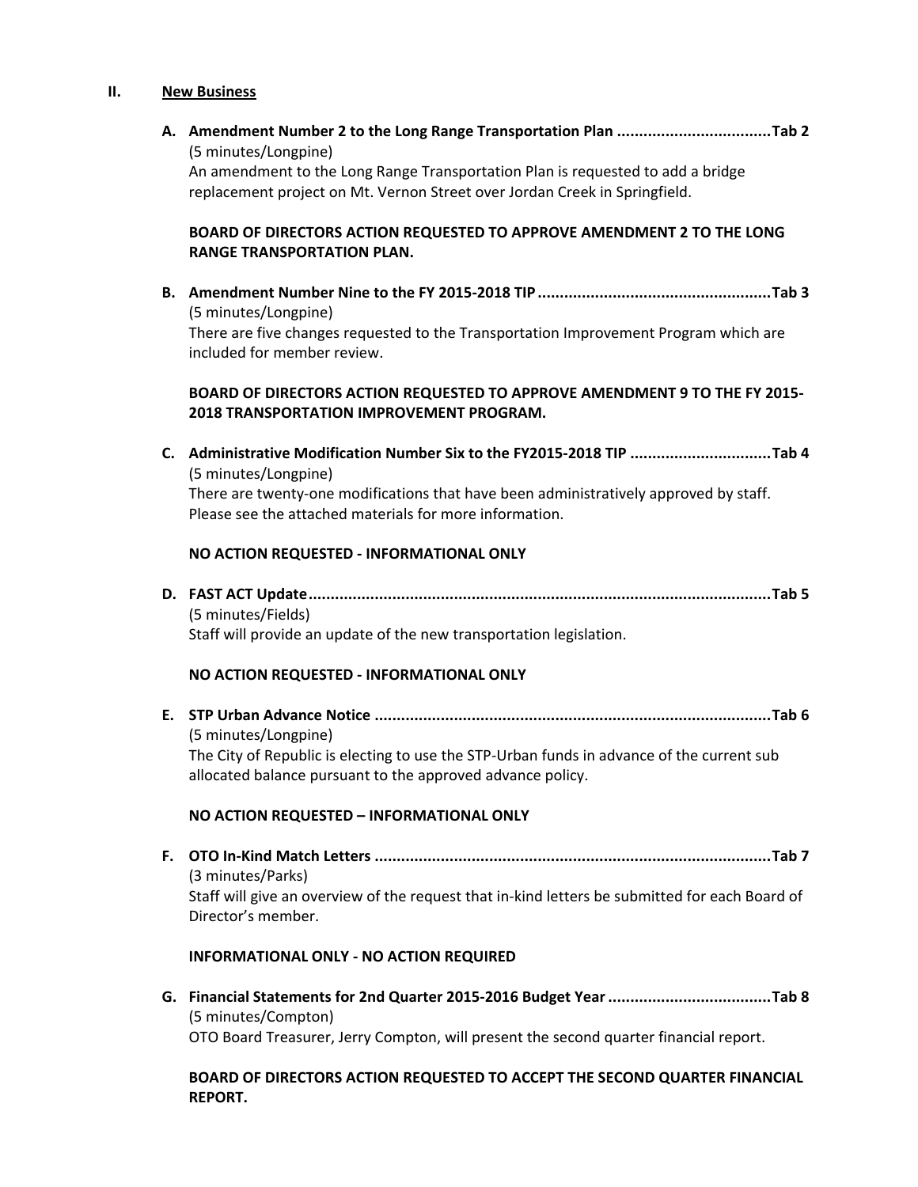## II. New Business

**A. Amendment Number 2 to the Long Range Transportation Plan ..................................Tab 2**
(5 minutes/Longpine)
An amendment to the Long Range Transportation Plan is requested to add a bridge replacement project on Mt. Vernon Street over Jordan Creek in Springfield.

**BOARD OF DIRECTORS ACTION REQUESTED TO APPROVE AMENDMENT 2 TO THE LONG RANGE TRANSPORTATION PLAN.**

**B. Amendment Number Nine to the FY 2015-2018 TIP ....................................................Tab 3**
(5 minutes/Longpine)
There are five changes requested to the Transportation Improvement Program which are included for member review.

**BOARD OF DIRECTORS ACTION REQUESTED TO APPROVE AMENDMENT 9 TO THE FY 2015-2018 TRANSPORTATION IMPROVEMENT PROGRAM.**

**C. Administrative Modification Number Six to the FY2015-2018 TIP ................................Tab 4**
(5 minutes/Longpine)
There are twenty-one modifications that have been administratively approved by staff. Please see the attached materials for more information.

**NO ACTION REQUESTED - INFORMATIONAL ONLY**

**D. FAST ACT Update........................................................................................................Tab 5**
(5 minutes/Fields)
Staff will provide an update of the new transportation legislation.

**NO ACTION REQUESTED - INFORMATIONAL ONLY**

**E. STP Urban Advance Notice .........................................................................................Tab 6**
(5 minutes/Longpine)
The City of Republic is electing to use the STP-Urban funds in advance of the current sub allocated balance pursuant to the approved advance policy.

**NO ACTION REQUESTED – INFORMATIONAL ONLY**

**F. OTO In-Kind Match Letters .........................................................................................Tab 7**
(3 minutes/Parks)
Staff will give an overview of the request that in-kind letters be submitted for each Board of Director's member.

**INFORMATIONAL ONLY - NO ACTION REQUIRED**

**G. Financial Statements for 2nd Quarter 2015-2016 Budget Year ....................................Tab 8**
(5 minutes/Compton)
OTO Board Treasurer, Jerry Compton, will present the second quarter financial report.

**BOARD OF DIRECTORS ACTION REQUESTED TO ACCEPT THE SECOND QUARTER FINANCIAL REPORT.**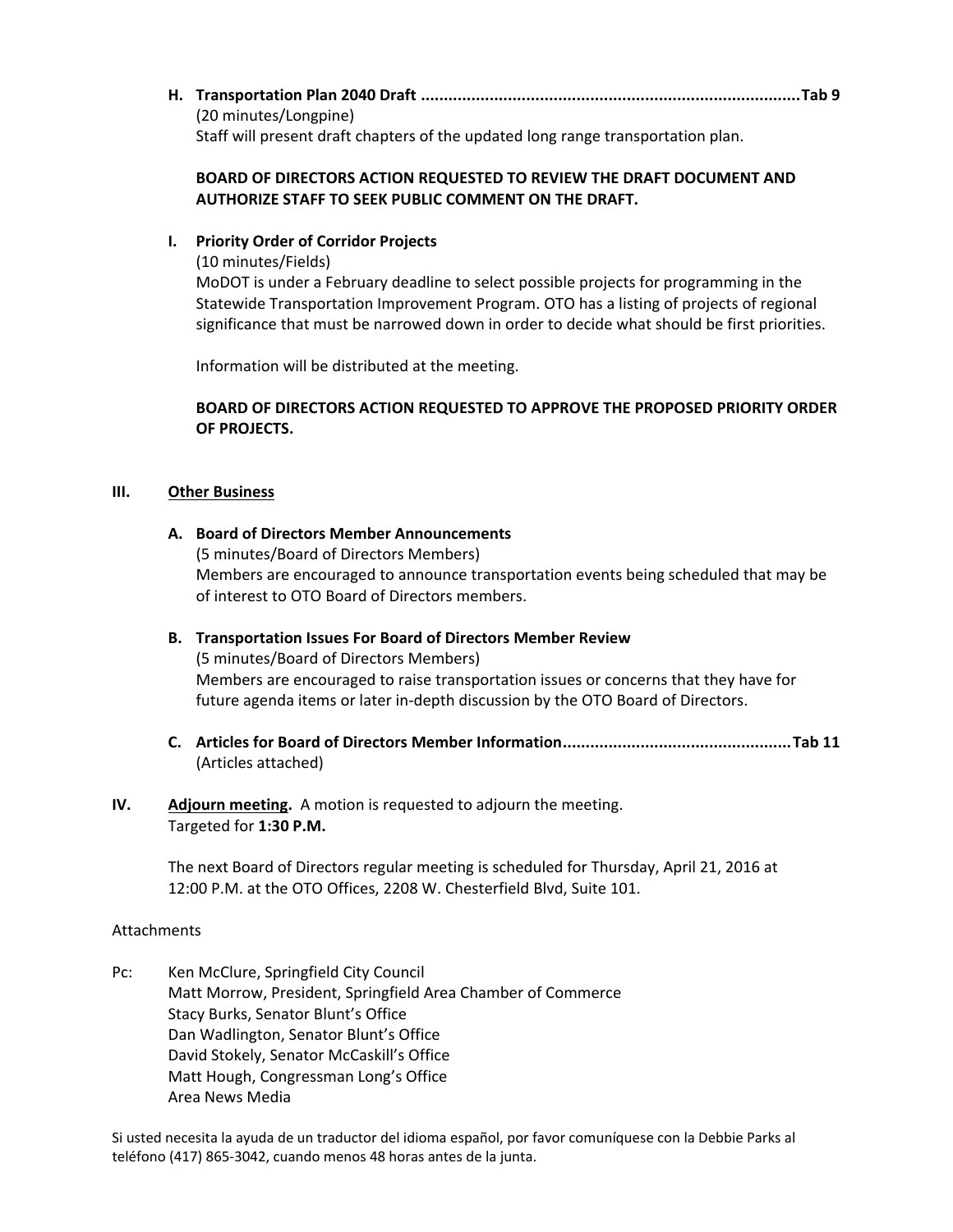**H. Transportation Plan 2040 Draft ..................................................................................Tab 9**
(20 minutes/Longpine)
Staff will present draft chapters of the updated long range transportation plan.

**BOARD OF DIRECTORS ACTION REQUESTED TO REVIEW THE DRAFT DOCUMENT AND AUTHORIZE STAFF TO SEEK PUBLIC COMMENT ON THE DRAFT.**

**I. Priority Order of Corridor Projects**
(10 minutes/Fields)
MoDOT is under a February deadline to select possible projects for programming in the Statewide Transportation Improvement Program. OTO has a listing of projects of regional significance that must be narrowed down in order to decide what should be first priorities.

Information will be distributed at the meeting.

**BOARD OF DIRECTORS ACTION REQUESTED TO APPROVE THE PROPOSED PRIORITY ORDER OF PROJECTS.**

## III. Other Business

**A. Board of Directors Member Announcements**
(5 minutes/Board of Directors Members)
Members are encouraged to announce transportation events being scheduled that may be of interest to OTO Board of Directors members.

**B. Transportation Issues For Board of Directors Member Review**
(5 minutes/Board of Directors Members)
Members are encouraged to raise transportation issues or concerns that they have for future agenda items or later in-depth discussion by the OTO Board of Directors.

**C. Articles for Board of Directors Member Information..................................................Tab 11**
(Articles attached)

## IV. Adjourn meeting.

A motion is requested to adjourn the meeting.
Targeted for **1:30 P.M.**

The next Board of Directors regular meeting is scheduled for Thursday, April 21, 2016 at 12:00 P.M. at the OTO Offices, 2208 W. Chesterfield Blvd, Suite 101.

Attachments

Pc: Ken McClure, Springfield City Council
Matt Morrow, President, Springfield Area Chamber of Commerce
Stacy Burks, Senator Blunt's Office
Dan Wadlington, Senator Blunt's Office
David Stokely, Senator McCaskill's Office
Matt Hough, Congressman Long's Office
Area News Media

Si usted necesita la ayuda de un traductor del idioma español, por favor comuníquese con la Debbie Parks al teléfono (417) 865-3042, cuando menos 48 horas antes de la junta.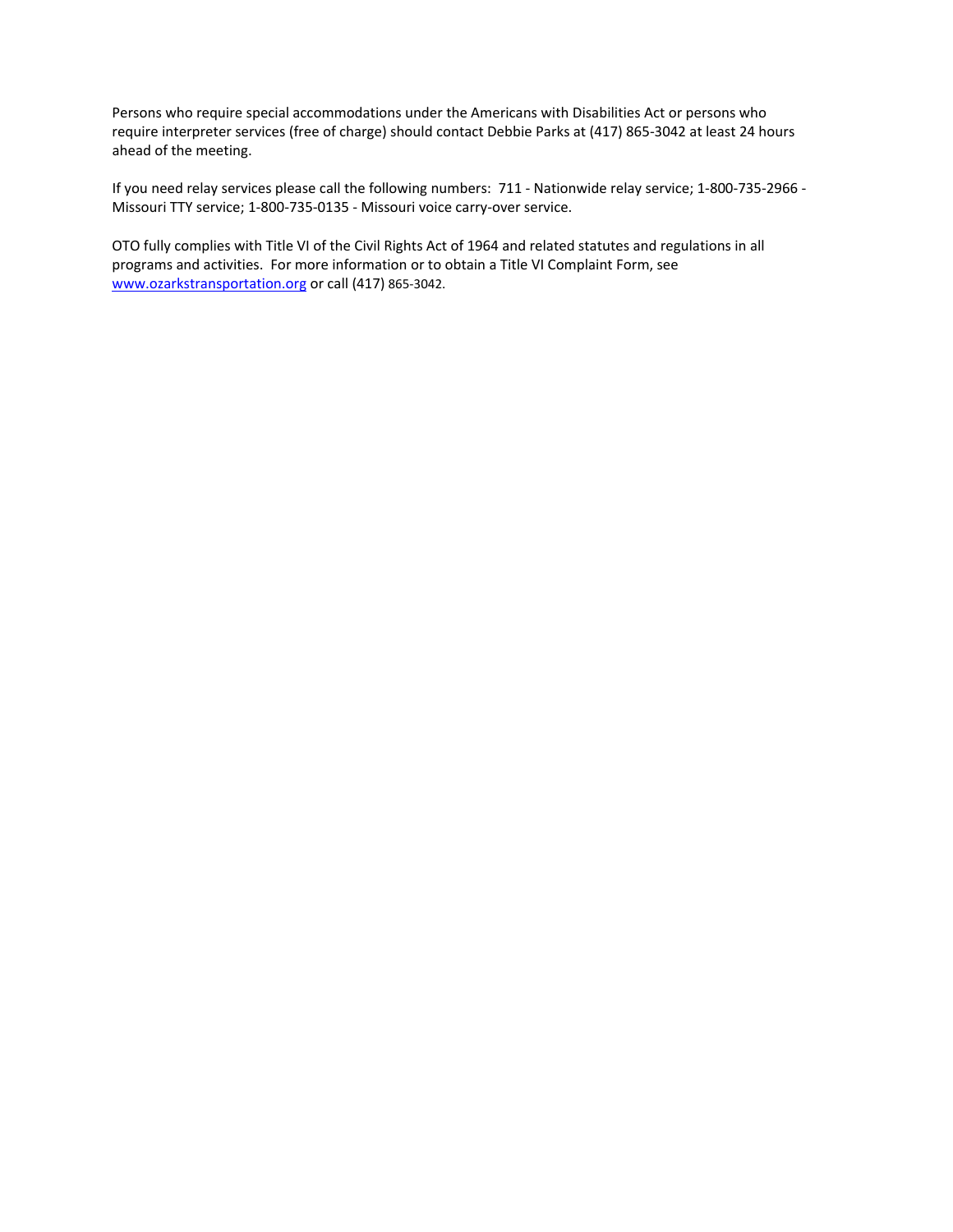Persons who require special accommodations under the Americans with Disabilities Act or persons who require interpreter services (free of charge) should contact Debbie Parks at (417) 865-3042 at least 24 hours ahead of the meeting.

If you need relay services please call the following numbers: 711 - Nationwide relay service; 1-800-735-2966 - Missouri TTY service; 1-800-735-0135 - Missouri voice carry-over service.

OTO fully complies with Title VI of the Civil Rights Act of 1964 and related statutes and regulations in all programs and activities. For more information or to obtain a Title VI Complaint Form, see [www.ozarkstransportation.org](http://www.ozarkstransportation.org) or call (417) 865-3042.